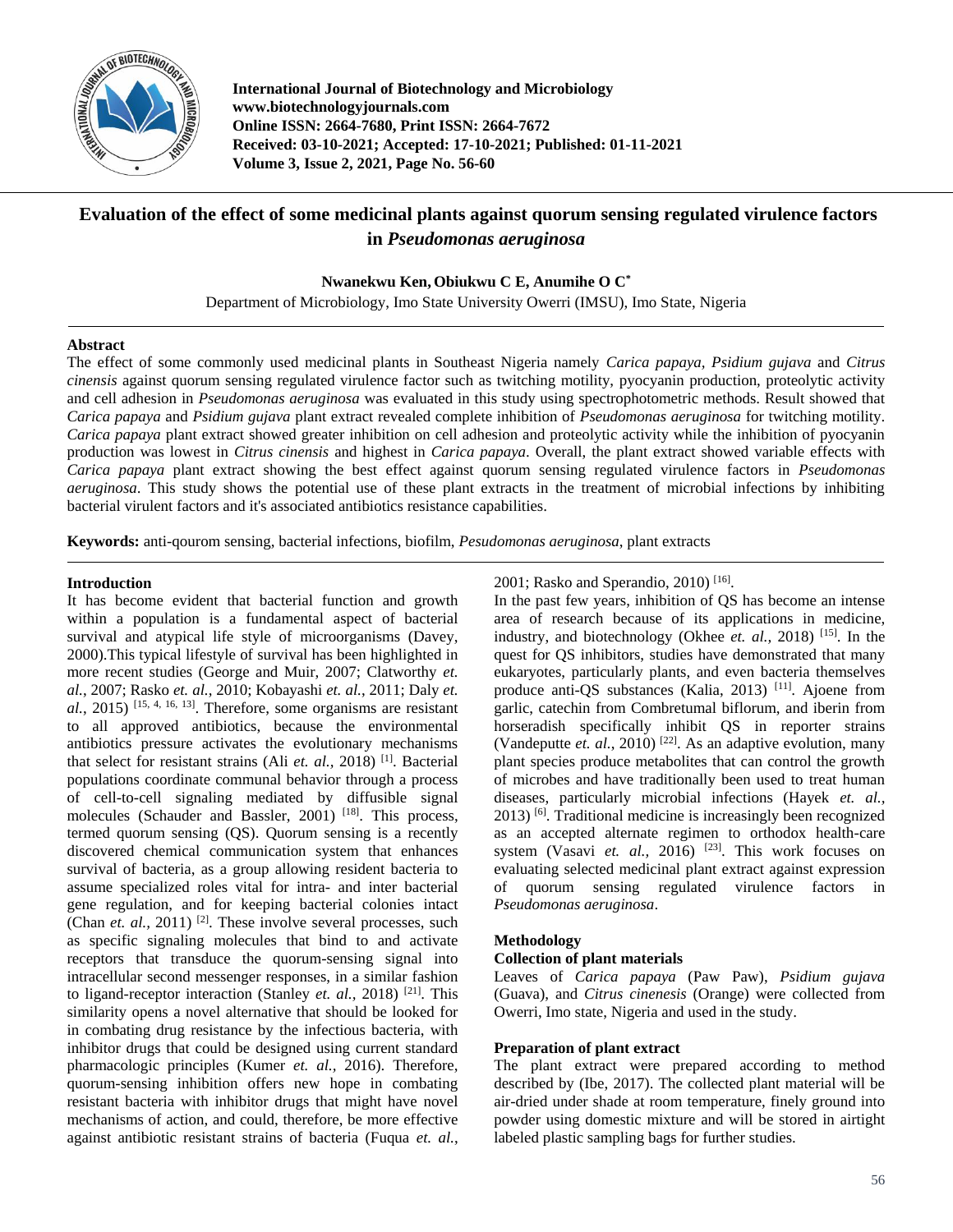# Evaluation of the effect of some medicinal plants against quorum sensing regulated virulence factors in *Pseudomonas aeruginosa*

**Nwanekwu Ken, Obiukwu C E, Anumihe O C***

Department of Microbiology, Imo State University Owerri (IMSU), Imo State, Nigeria

## Abstract

The effect of some commonly used medicinal plants in Southeast Nigeria namely *Carica papaya*, *Psidium gujava* and *Citrus cinensis* against quorum sensing regulated virulence factor such as twitching motility, pyocyanin production, proteolytic activity and cell adhesion in *Pseudomonas aeruginosa* was evaluated in this study using spectrophotometric methods. Result showed that *Carica papaya* and *Psidium gujava* plant extract revealed complete inhibition of *Pseudomonas aeruginosa* for twitching motility. *Carica papaya* plant extract showed greater inhibition on cell adhesion and proteolytic activity while the inhibition of pyocyanin production was lowest in *Citrus cinensis* and highest in *Carica papaya*. Overall, the plant extract showed variable effects with *Carica papaya* plant extract showing the best effect against quorum sensing regulated virulence factors in *Pseudomonas aeruginosa*. This study shows the potential use of these plant extracts in the treatment of microbial infections by inhibiting bacterial virulent factors and it's associated antibiotics resistance capabilities.

**Keywords:** anti-qourom sensing, bacterial infections, biofilm, *Pesudomonas aeruginosa*, plant extracts

## Introduction

It has become evident that bacterial function and growth within a population is a fundamental aspect of bacterial survival and atypical life style of microorganisms (Davey, 2000).This typical lifestyle of survival has been highlighted in more recent studies (George and Muir, 2007; Clatworthy *et. al.*, 2007; Rasko *et. al.*, 2010; Kobayashi *et. al.*, 2011; Daly *et. al.*, 2015) [15, 4, 16, 13]. Therefore, some organisms are resistant to all approved antibiotics, because the environmental antibiotics pressure activates the evolutionary mechanisms that select for resistant strains (Ali *et. al.*, 2018) [1]. Bacterial populations coordinate communal behavior through a process of cell-to-cell signaling mediated by diffusible signal molecules (Schauder and Bassler, 2001) [18]. This process, termed quorum sensing (QS). Quorum sensing is a recently discovered chemical communication system that enhances survival of bacteria, as a group allowing resident bacteria to assume specialized roles vital for intra- and inter bacterial gene regulation, and for keeping bacterial colonies intact (Chan *et. al.*, 2011) [2]. These involve several processes, such as specific signaling molecules that bind to and activate receptors that transduce the quorum-sensing signal into intracellular second messenger responses, in a similar fashion to ligand-receptor interaction (Stanley *et. al.*, 2018) [21]. This similarity opens a novel alternative that should be looked for in combating drug resistance by the infectious bacteria, with inhibitor drugs that could be designed using current standard pharmacologic principles (Kumer *et. al.*, 2016). Therefore, quorum-sensing inhibition offers new hope in combating resistant bacteria with inhibitor drugs that might have novel mechanisms of action, and could, therefore, be more effective against antibiotic resistant strains of bacteria (Fuqua *et. al.*, 2001; Rasko and Sperandio, 2010) [16].

In the past few years, inhibition of QS has become an intense area of research because of its applications in medicine, industry, and biotechnology (Okhee *et. al.*, 2018) [15]. In the quest for QS inhibitors, studies have demonstrated that many eukaryotes, particularly plants, and even bacteria themselves produce anti-QS substances (Kalia, 2013) [11]. Ajoene from garlic, catechin from Combretumal biflorum, and iberin from horseradish specifically inhibit QS in reporter strains (Vandeputte *et. al.*, 2010) [22]. As an adaptive evolution, many plant species produce metabolites that can control the growth of microbes and have traditionally been used to treat human diseases, particularly microbial infections (Hayek *et. al.*, 2013) [6]. Traditional medicine is increasingly been recognized as an accepted alternate regimen to orthodox health-care system (Vasavi *et. al.*, 2016) [23]. This work focuses on evaluating selected medicinal plant extract against expression of quorum sensing regulated virulence factors in *Pseudomonas aeruginosa*.

## Methodology

### Collection of plant materials

Leaves of *Carica papaya* (Paw Paw), *Psidium gujava* (Guava), and *Citrus cinenesis* (Orange) were collected from Owerri, Imo state, Nigeria and used in the study.

### Preparation of plant extract

The plant extract were prepared according to method described by (Ibe, 2017). The collected plant material will be air-dried under shade at room temperature, finely ground into powder using domestic mixture and will be stored in airtight labeled plastic sampling bags for further studies.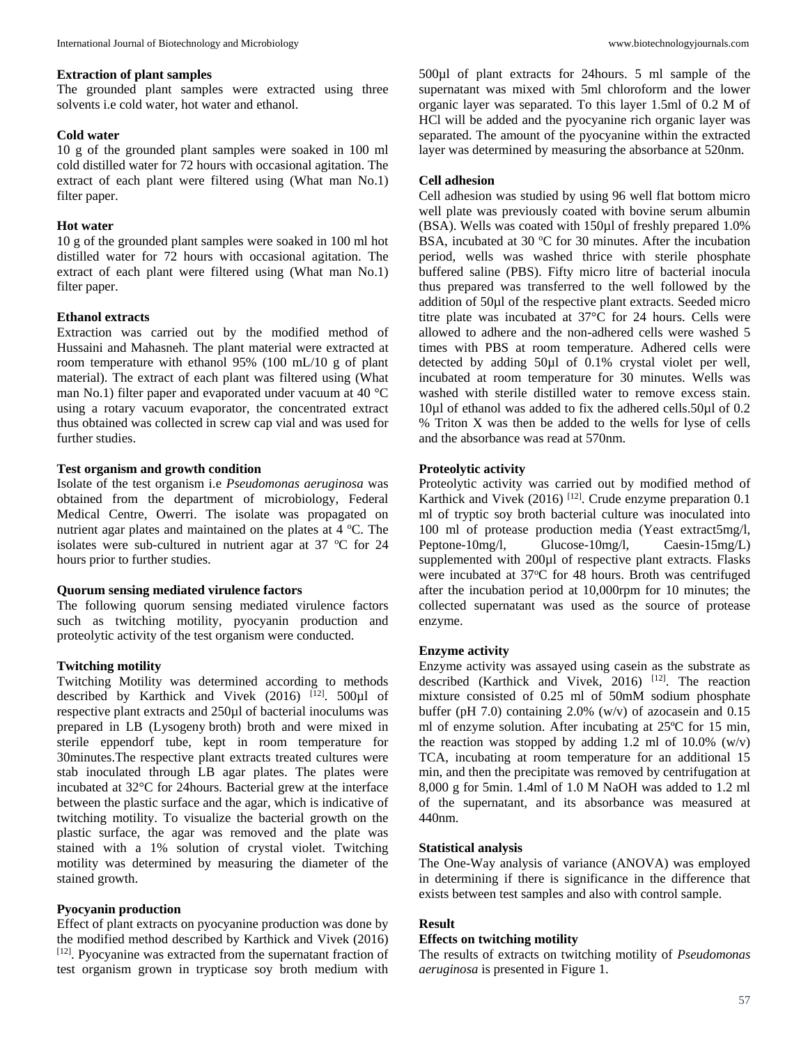### Extraction of plant samples

The grounded plant samples were extracted using three solvents i.e cold water, hot water and ethanol.

### Cold water

10 g of the grounded plant samples were soaked in 100 ml cold distilled water for 72 hours with occasional agitation. The extract of each plant were filtered using (What man No.1) filter paper.

### Hot water

10 g of the grounded plant samples were soaked in 100 ml hot distilled water for 72 hours with occasional agitation. The extract of each plant were filtered using (What man No.1) filter paper.

### Ethanol extracts

Extraction was carried out by the modified method of Hussaini and Mahasneh. The plant material were extracted at room temperature with ethanol 95% (100 mL/10 g of plant material). The extract of each plant was filtered using (What man No.1) filter paper and evaporated under vacuum at 40 °C using a rotary vacuum evaporator, the concentrated extract thus obtained was collected in screw cap vial and was used for further studies.

### Test organism and growth condition

Isolate of the test organism i.e *Pseudomonas aeruginosa* was obtained from the department of microbiology, Federal Medical Centre, Owerri. The isolate was propagated on nutrient agar plates and maintained on the plates at 4 ºC. The isolates were sub-cultured in nutrient agar at 37 ºC for 24 hours prior to further studies.

### Quorum sensing mediated virulence factors

The following quorum sensing mediated virulence factors such as twitching motility, pyocyanin production and proteolytic activity of the test organism were conducted.

### Twitching motility

Twitching Motility was determined according to methods described by Karthick and Vivek (2016) [12]. 500µl of respective plant extracts and 250µl of bacterial inoculums was prepared in LB (Lysogeny broth) broth and were mixed in sterile eppendorf tube, kept in room temperature for 30minutes.The respective plant extracts treated cultures were stab inoculated through LB agar plates. The plates were incubated at 32°C for 24hours. Bacterial grew at the interface between the plastic surface and the agar, which is indicative of twitching motility. To visualize the bacterial growth on the plastic surface, the agar was removed and the plate was stained with a 1% solution of crystal violet. Twitching motility was determined by measuring the diameter of the stained growth.

### Pyocyanin production

Effect of plant extracts on pyocyanine production was done by the modified method described by Karthick and Vivek (2016) [12]. Pyocyanine was extracted from the supernatant fraction of test organism grown in trypticase soy broth medium with 500µl of plant extracts for 24hours. 5 ml sample of the supernatant was mixed with 5ml chloroform and the lower organic layer was separated. To this layer 1.5ml of 0.2 M of HCl will be added and the pyocyanine rich organic layer was separated. The amount of the pyocyanine within the extracted layer was determined by measuring the absorbance at 520nm.

### Cell adhesion

Cell adhesion was studied by using 96 well flat bottom micro well plate was previously coated with bovine serum albumin (BSA). Wells was coated with 150µl of freshly prepared 1.0% BSA, incubated at 30 ºC for 30 minutes. After the incubation period, wells was washed thrice with sterile phosphate buffered saline (PBS). Fifty micro litre of bacterial inocula thus prepared was transferred to the well followed by the addition of 50µl of the respective plant extracts. Seeded micro titre plate was incubated at 37°C for 24 hours. Cells were allowed to adhere and the non-adhered cells were washed 5 times with PBS at room temperature. Adhered cells were detected by adding 50µl of 0.1% crystal violet per well, incubated at room temperature for 30 minutes. Wells was washed with sterile distilled water to remove excess stain. 10µl of ethanol was added to fix the adhered cells.50µl of 0.2 % Triton X was then be added to the wells for lyse of cells and the absorbance was read at 570nm.

### Proteolytic activity

Proteolytic activity was carried out by modified method of Karthick and Vivek (2016) [12]. Crude enzyme preparation 0.1 ml of tryptic soy broth bacterial culture was inoculated into 100 ml of protease production media (Yeast extract5mg/l, Peptone-10mg/l, Glucose-10mg/l, Caesin-15mg/L) supplemented with 200µl of respective plant extracts. Flasks were incubated at 37ºC for 48 hours. Broth was centrifuged after the incubation period at 10,000rpm for 10 minutes; the collected supernatant was used as the source of protease enzyme.

### Enzyme activity

Enzyme activity was assayed using casein as the substrate as described (Karthick and Vivek, 2016) [12]. The reaction mixture consisted of 0.25 ml of 50mM sodium phosphate buffer (pH 7.0) containing 2.0% (w/v) of azocasein and 0.15 ml of enzyme solution. After incubating at 25ºC for 15 min, the reaction was stopped by adding 1.2 ml of 10.0% (w/v) TCA, incubating at room temperature for an additional 15 min, and then the precipitate was removed by centrifugation at 8,000 g for 5min. 1.4ml of 1.0 M NaOH was added to 1.2 ml of the supernatant, and its absorbance was measured at 440nm.

### Statistical analysis

The One-Way analysis of variance (ANOVA) was employed in determining if there is significance in the difference that exists between test samples and also with control sample.

## Result

### Effects on twitching motility

The results of extracts on twitching motility of *Pseudomonas aeruginosa* is presented in Figure 1.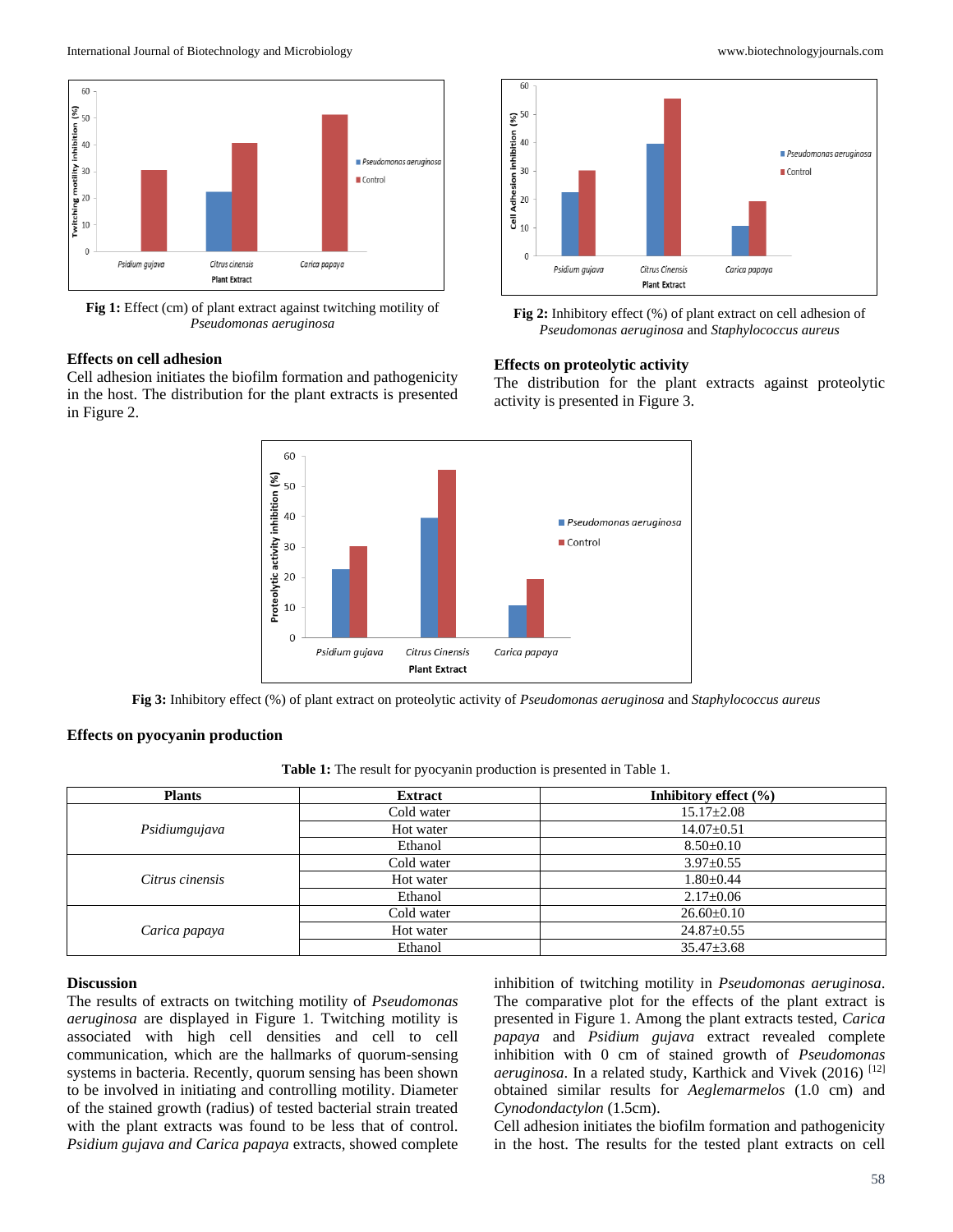**Fig 1:** Effect (cm) of plant extract against twitching motility of *Pseudomonas aeruginosa*

**Fig 2:** Inhibitory effect (%) of plant extract on cell adhesion of *Pseudomonas aeruginosa* and *Staphylococcus aureus*

### Effects on cell adhesion

Cell adhesion initiates the biofilm formation and pathogenicity in the host. The distribution for the plant extracts is presented in Figure 2.

### Effects on proteolytic activity

The distribution for the plant extracts against proteolytic activity is presented in Figure 3.

**Fig 3:** Inhibitory effect (%) of plant extract on proteolytic activity of *Pseudomonas aeruginosa* and *Staphylococcus aureus*

### Effects on pyocyanin production

**Table 1:** The result for pyocyanin production is presented in Table 1.

| Plants | Extract | Inhibitory effect (%) |
|---|---|---|
| *Psidiumgujava* | Cold water | 15.17±2.08 |
| | Hot water | 14.07±0.51 |
| | Ethanol | 8.50±0.10 |
| *Citrus cinensis* | Cold water | 3.97±0.55 |
| | Hot water | 1.80±0.44 |
| | Ethanol | 2.17±0.06 |
| *Carica papaya* | Cold water | 26.60±0.10 |
| | Hot water | 24.87±0.55 |
| | Ethanol | 35.47±3.68 |

### Discussion

The results of extracts on twitching motility of *Pseudomonas aeruginosa* are displayed in Figure 1. Twitching motility is associated with high cell densities and cell to cell communication, which are the hallmarks of quorum-sensing systems in bacteria. Recently, quorum sensing has been shown to be involved in initiating and controlling motility. Diameter of the stained growth (radius) of tested bacterial strain treated with the plant extracts was found to be less that of control. *Psidium gujava and Carica papaya* extracts, showed complete inhibition of twitching motility in *Pseudomonas aeruginosa*. The comparative plot for the effects of the plant extract is presented in Figure 1. Among the plant extracts tested, *Carica papaya* and *Psidium gujava* extract revealed complete inhibition with 0 cm of stained growth of *Pseudomonas aeruginosa*. In a related study, Karthick and Vivek (2016) [12] obtained similar results for *Aeglemarmelos* (1.0 cm) and *Cynodondactylon* (1.5cm).

Cell adhesion initiates the biofilm formation and pathogenicity in the host. The results for the tested plant extracts on cell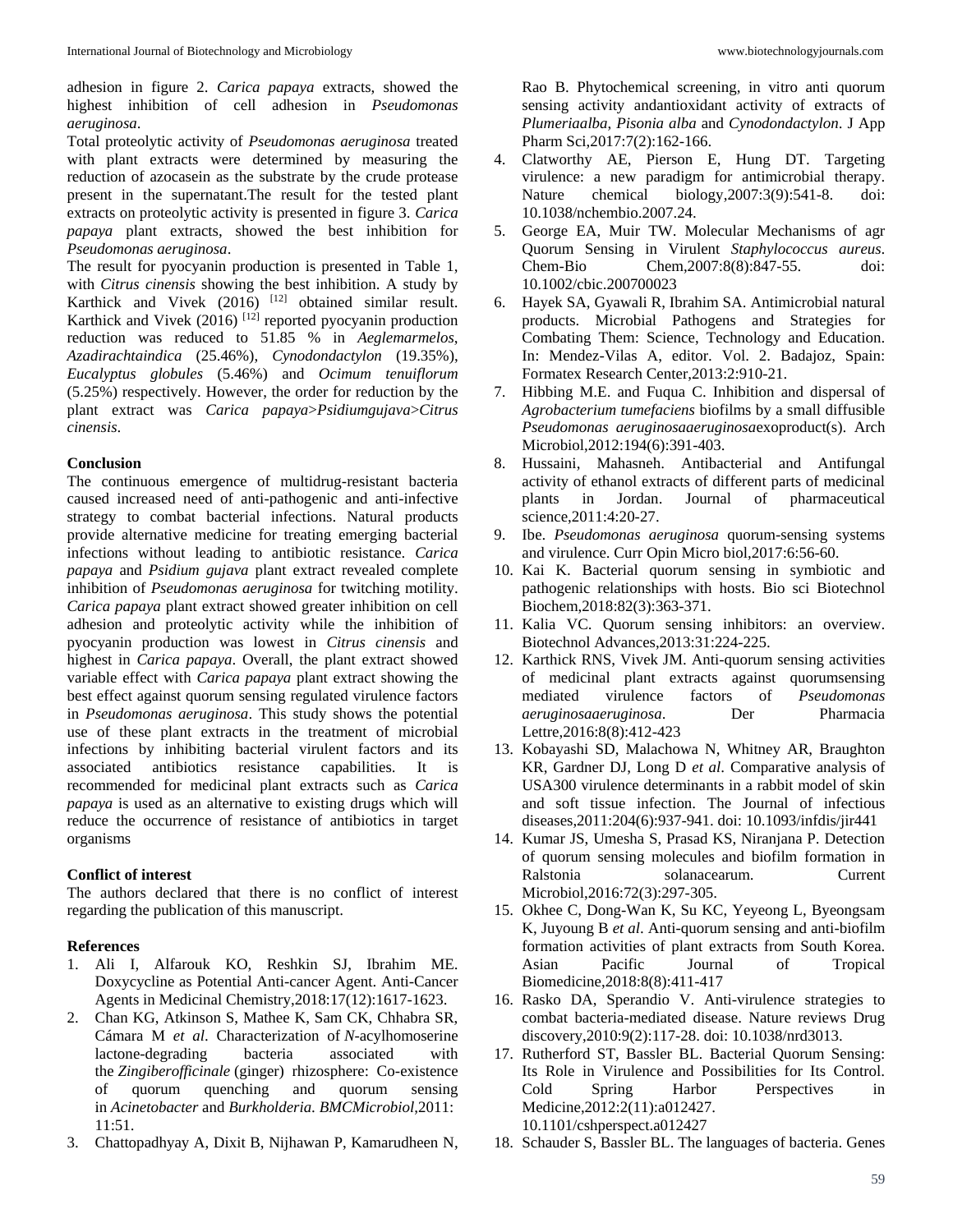adhesion in figure 2. *Carica papaya* extracts, showed the highest inhibition of cell adhesion in *Pseudomonas aeruginosa*.

Total proteolytic activity of *Pseudomonas aeruginosa* treated with plant extracts were determined by measuring the reduction of azocasein as the substrate by the crude protease present in the supernatant.The result for the tested plant extracts on proteolytic activity is presented in figure 3. *Carica papaya* plant extracts, showed the best inhibition for *Pseudomonas aeruginosa*.

The result for pyocyanin production is presented in Table 1, with *Citrus cinensis* showing the best inhibition. A study by Karthick and Vivek (2016) [12] obtained similar result. Karthick and Vivek (2016) [12] reported pyocyanin production reduction was reduced to 51.85 % in *Aeglemarmelos*, *Azadirachtaindica* (25.46%), *Cynodondactylon* (19.35%), *Eucalyptus globules* (5.46%) and *Ocimum tenuiflorum* (5.25%) respectively. However, the order for reduction by the plant extract was *Carica papaya*>*Psidiumgujava*>*Citrus cinensis*.

## Conclusion

The continuous emergence of multidrug-resistant bacteria caused increased need of anti-pathogenic and anti-infective strategy to combat bacterial infections. Natural products provide alternative medicine for treating emerging bacterial infections without leading to antibiotic resistance. *Carica papaya* and *Psidium gujava* plant extract revealed complete inhibition of *Pseudomonas aeruginosa* for twitching motility. *Carica papaya* plant extract showed greater inhibition on cell adhesion and proteolytic activity while the inhibition of pyocyanin production was lowest in *Citrus cinensis* and highest in *Carica papaya*. Overall, the plant extract showed variable effect with *Carica papaya* plant extract showing the best effect against quorum sensing regulated virulence factors in *Pseudomonas aeruginosa*. This study shows the potential use of these plant extracts in the treatment of microbial infections by inhibiting bacterial virulent factors and its associated antibiotics resistance capabilities. It is recommended for medicinal plant extracts such as *Carica papaya* is used as an alternative to existing drugs which will reduce the occurrence of resistance of antibiotics in target organisms

## Conflict of interest

The authors declared that there is no conflict of interest regarding the publication of this manuscript.

## References

1. Ali I, Alfarouk KO, Reshkin SJ, Ibrahim ME. Doxycycline as Potential Anti-cancer Agent. Anti-Cancer Agents in Medicinal Chemistry,2018:17(12):1617-1623.
2. Chan KG, Atkinson S, Mathee K, Sam CK, Chhabra SR, Cámara M *et al*. Characterization of *N*-acylhomoserine lactone-degrading bacteria associated with the *Zingiberofficinale* (ginger) rhizosphere: Co-existence of quorum quenching and quorum sensing in *Acinetobacter* and *Burkholderia*. *BMCMicrobiol*,2011: 11:51.
3. Chattopadhyay A, Dixit B, Nijhawan P, Kamarudheen N, Rao B. Phytochemical screening, in vitro anti quorum sensing activity andantioxidant activity of extracts of *Plumeriaalba*, *Pisonia alba* and *Cynodondactylon*. J App Pharm Sci,2017:7(2):162-166.
4. Clatworthy AE, Pierson E, Hung DT. Targeting virulence: a new paradigm for antimicrobial therapy. Nature chemical biology,2007:3(9):541-8. doi: 10.1038/nchembio.2007.24.
5. George EA, Muir TW. Molecular Mechanisms of agr Quorum Sensing in Virulent *Staphylococcus aureus*. Chem-Bio Chem,2007:8(8):847-55. doi: 10.1002/cbic.200700023
6. Hayek SA, Gyawali R, Ibrahim SA. Antimicrobial natural products. Microbial Pathogens and Strategies for Combating Them: Science, Technology and Education. In: Mendez-Vilas A, editor. Vol. 2. Badajoz, Spain: Formatex Research Center,2013:2:910-21.
7. Hibbing M.E. and Fuqua C. Inhibition and dispersal of *Agrobacterium tumefaciens* biofilms by a small diffusible *Pseudomonas aeruginosaaeruginosa*exoproduct(s). Arch Microbiol,2012:194(6):391-403.
8. Hussaini, Mahasneh. Antibacterial and Antifungal activity of ethanol extracts of different parts of medicinal plants in Jordan. Journal of pharmaceutical science,2011:4:20-27.
9. Ibe. *Pseudomonas aeruginosa* quorum-sensing systems and virulence. Curr Opin Micro biol,2017:6:56-60.
10. Kai K. Bacterial quorum sensing in symbiotic and pathogenic relationships with hosts. Bio sci Biotechnol Biochem,2018:82(3):363-371.
11. Kalia VC. Quorum sensing inhibitors: an overview. Biotechnol Advances,2013:31:224-225.
12. Karthick RNS, Vivek JM. Anti-quorum sensing activities of medicinal plant extracts against quorumsensing mediated virulence factors of *Pseudomonas aeruginosaaeruginosa*. Der Pharmacia Lettre,2016:8(8):412-423
13. Kobayashi SD, Malachowa N, Whitney AR, Braughton KR, Gardner DJ, Long D *et al*. Comparative analysis of USA300 virulence determinants in a rabbit model of skin and soft tissue infection. The Journal of infectious diseases,2011:204(6):937-941. doi: 10.1093/infdis/jir441
14. Kumar JS, Umesha S, Prasad KS, Niranjana P. Detection of quorum sensing molecules and biofilm formation in Ralstonia solanacearum. Current Microbiol,2016:72(3):297-305.
15. Okhee C, Dong-Wan K, Su KC, Yeyeong L, Byeongsam K, Juyoung B *et al*. Anti-quorum sensing and anti-biofilm formation activities of plant extracts from South Korea. Asian Pacific Journal of Tropical Biomedicine,2018:8(8):411-417
16. Rasko DA, Sperandio V. Anti-virulence strategies to combat bacteria-mediated disease. Nature reviews Drug discovery,2010:9(2):117-28. doi: 10.1038/nrd3013.
17. Rutherford ST, Bassler BL. Bacterial Quorum Sensing: Its Role in Virulence and Possibilities for Its Control. Cold Spring Harbor Perspectives in Medicine,2012:2(11):a012427. 10.1101/cshperspect.a012427
18. Schauder S, Bassler BL. The languages of bacteria. Genes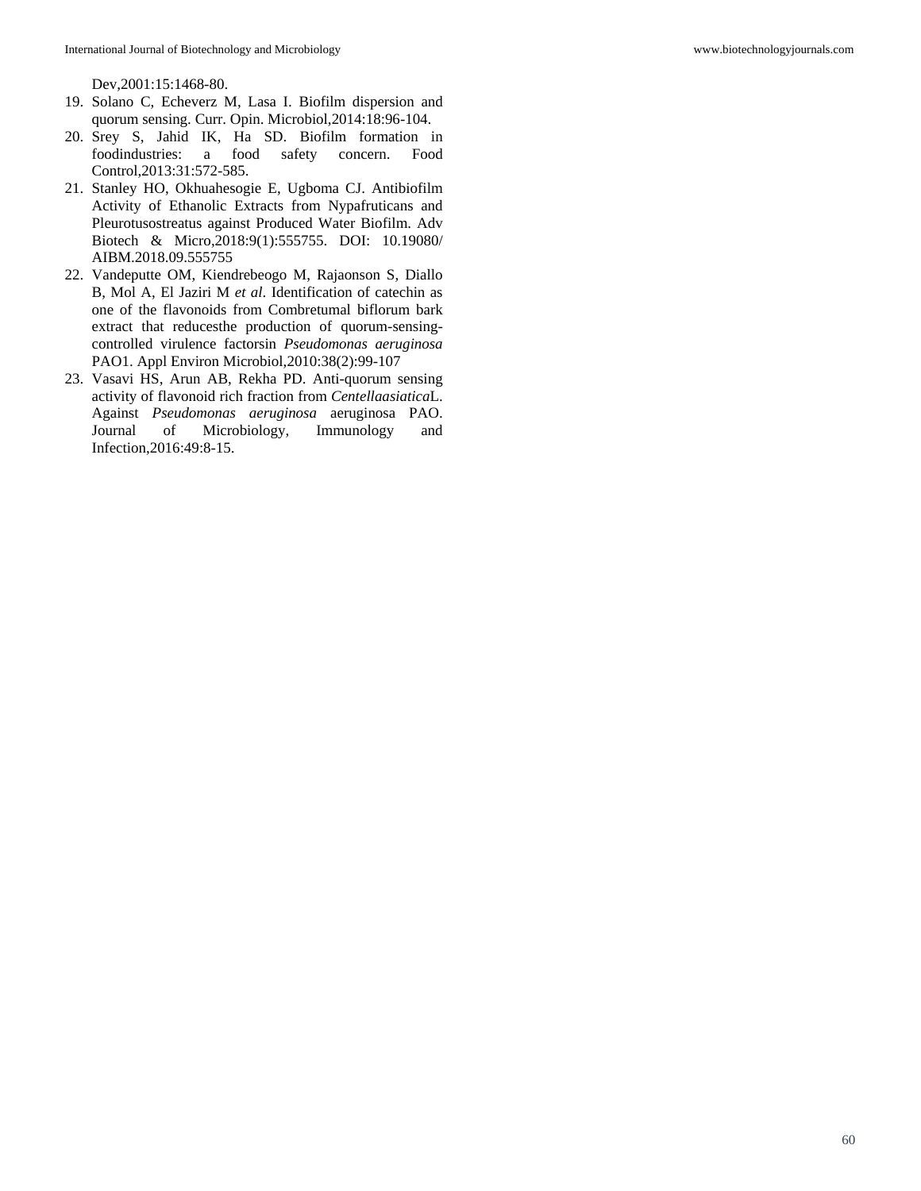Dev,2001:15:1468-80.

19. Solano C, Echeverz M, Lasa I. Biofilm dispersion and quorum sensing. Curr. Opin. Microbiol,2014:18:96-104.
20. Srey S, Jahid IK, Ha SD. Biofilm formation in foodindustries: a food safety concern. Food Control,2013:31:572-585.
21. Stanley HO, Okhuahesogie E, Ugboma CJ. Antibiofilm Activity of Ethanolic Extracts from Nypafruticans and Pleurotusostreatus against Produced Water Biofilm. Adv Biotech & Micro,2018:9(1):555755. DOI: 10.19080/ AIBM.2018.09.555755
22. Vandeputte OM, Kiendrebeogo M, Rajaonson S, Diallo B, Mol A, El Jaziri M *et al*. Identification of catechin as one of the flavonoids from Combretumal biflorum bark extract that reducesthe production of quorum-sensing-controlled virulence factorsin *Pseudomonas aeruginosa* PAO1. Appl Environ Microbiol,2010:38(2):99-107
23. Vasavi HS, Arun AB, Rekha PD. Anti-quorum sensing activity of flavonoid rich fraction from *Centellaasiatica*L. Against *Pseudomonas aeruginosa* aeruginosa PAO. Journal of Microbiology, Immunology and Infection,2016:49:8-15.